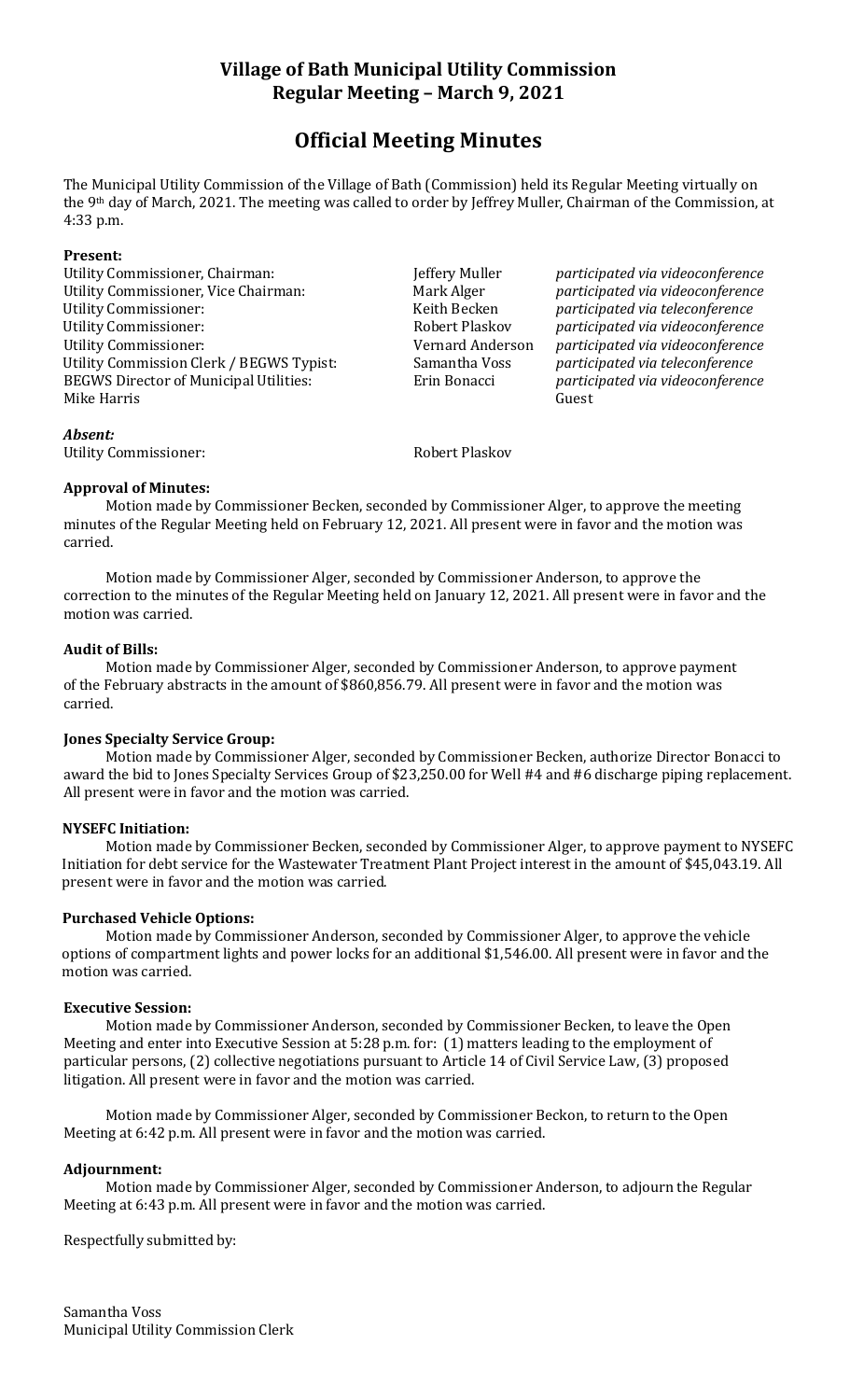# Village of Bath Municipal Utility Commission
# Regular Meeting – March 9, 2021

## Official Meeting Minutes

The Municipal Utility Commission of the Village of Bath (Commission) held its Regular Meeting virtually on the 9th day of March, 2021. The meeting was called to order by Jeffrey Muller, Chairman of the Commission, at 4:33 p.m.

**Present:**

| | | |
|---|---|---|
| Utility Commissioner, Chairman: | Jeffery Muller | *participated via videoconference* |
| Utility Commissioner, Vice Chairman: | Mark Alger | *participated via videoconference* |
| Utility Commissioner: | Keith Becken | *participated via teleconference* |
| Utility Commissioner: | Robert Plaskov | *participated via videoconference* |
| Utility Commissioner: | Vernard Anderson | *participated via videoconference* |
| Utility Commission Clerk / BEGWS Typist: | Samantha Voss | *participated via teleconference* |
| BEGWS Director of Municipal Utilities: | Erin Bonacci | *participated via videoconference* |
| Mike Harris | | Guest |

***Absent:***

| | |
|---|---|
| Utility Commissioner: | Robert Plaskov |

**Approval of Minutes:**

Motion made by Commissioner Becken, seconded by Commissioner Alger, to approve the meeting minutes of the Regular Meeting held on February 12, 2021. All present were in favor and the motion was carried.

Motion made by Commissioner Alger, seconded by Commissioner Anderson, to approve the correction to the minutes of the Regular Meeting held on January 12, 2021. All present were in favor and the motion was carried.

**Audit of Bills:**

Motion made by Commissioner Alger, seconded by Commissioner Anderson, to approve payment of the February abstracts in the amount of $860,856.79. All present were in favor and the motion was carried.

**Jones Specialty Service Group:**

Motion made by Commissioner Alger, seconded by Commissioner Becken, authorize Director Bonacci to award the bid to Jones Specialty Services Group of $23,250.00 for Well #4 and #6 discharge piping replacement. All present were in favor and the motion was carried.

**NYSEFC Initiation:**

Motion made by Commissioner Becken, seconded by Commissioner Alger, to approve payment to NYSEFC Initiation for debt service for the Wastewater Treatment Plant Project interest in the amount of $45,043.19. All present were in favor and the motion was carried.

**Purchased Vehicle Options:**

Motion made by Commissioner Anderson, seconded by Commissioner Alger, to approve the vehicle options of compartment lights and power locks for an additional $1,546.00. All present were in favor and the motion was carried.

**Executive Session:**

Motion made by Commissioner Anderson, seconded by Commissioner Becken, to leave the Open Meeting and enter into Executive Session at 5:28 p.m. for: (1) matters leading to the employment of particular persons, (2) collective negotiations pursuant to Article 14 of Civil Service Law, (3) proposed litigation. All present were in favor and the motion was carried.

Motion made by Commissioner Alger, seconded by Commissioner Beckon, to return to the Open Meeting at 6:42 p.m. All present were in favor and the motion was carried.

**Adjournment:**

Motion made by Commissioner Alger, seconded by Commissioner Anderson, to adjourn the Regular Meeting at 6:43 p.m. All present were in favor and the motion was carried.

Respectfully submitted by:

Samantha Voss
Municipal Utility Commission Clerk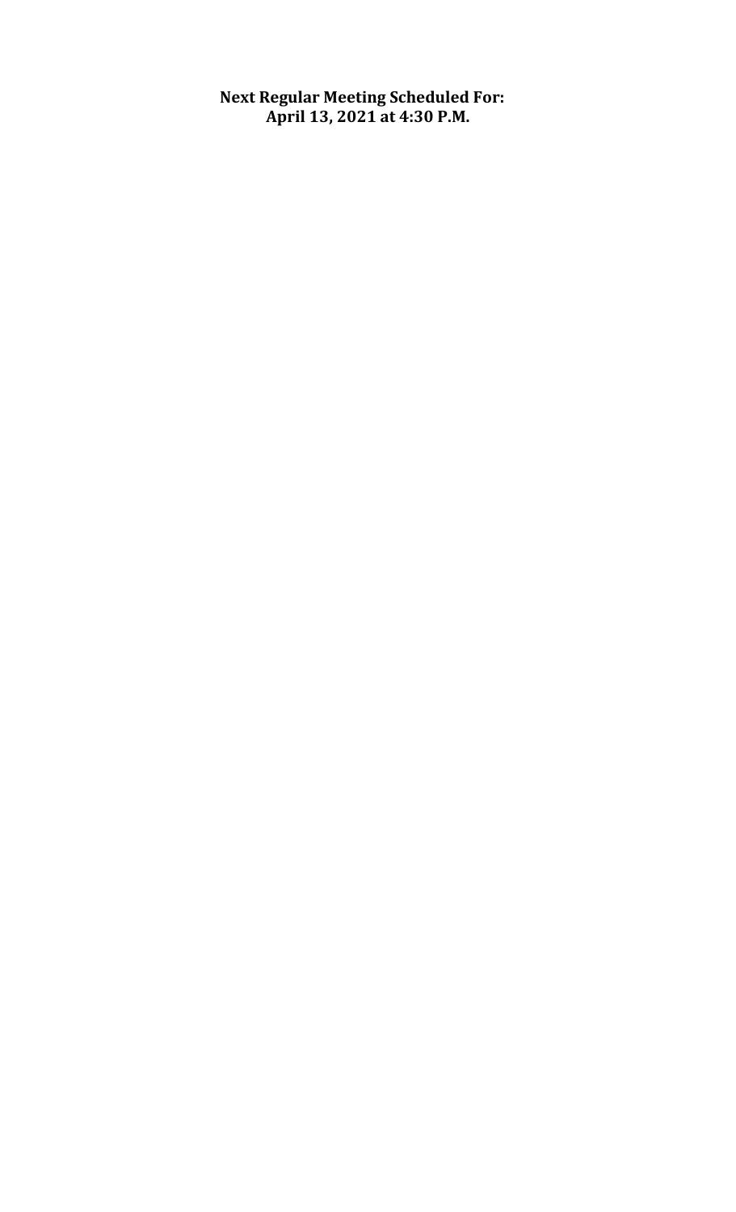**Next Regular Meeting Scheduled For:**
**April 13, 2021 at 4:30 P.M.**